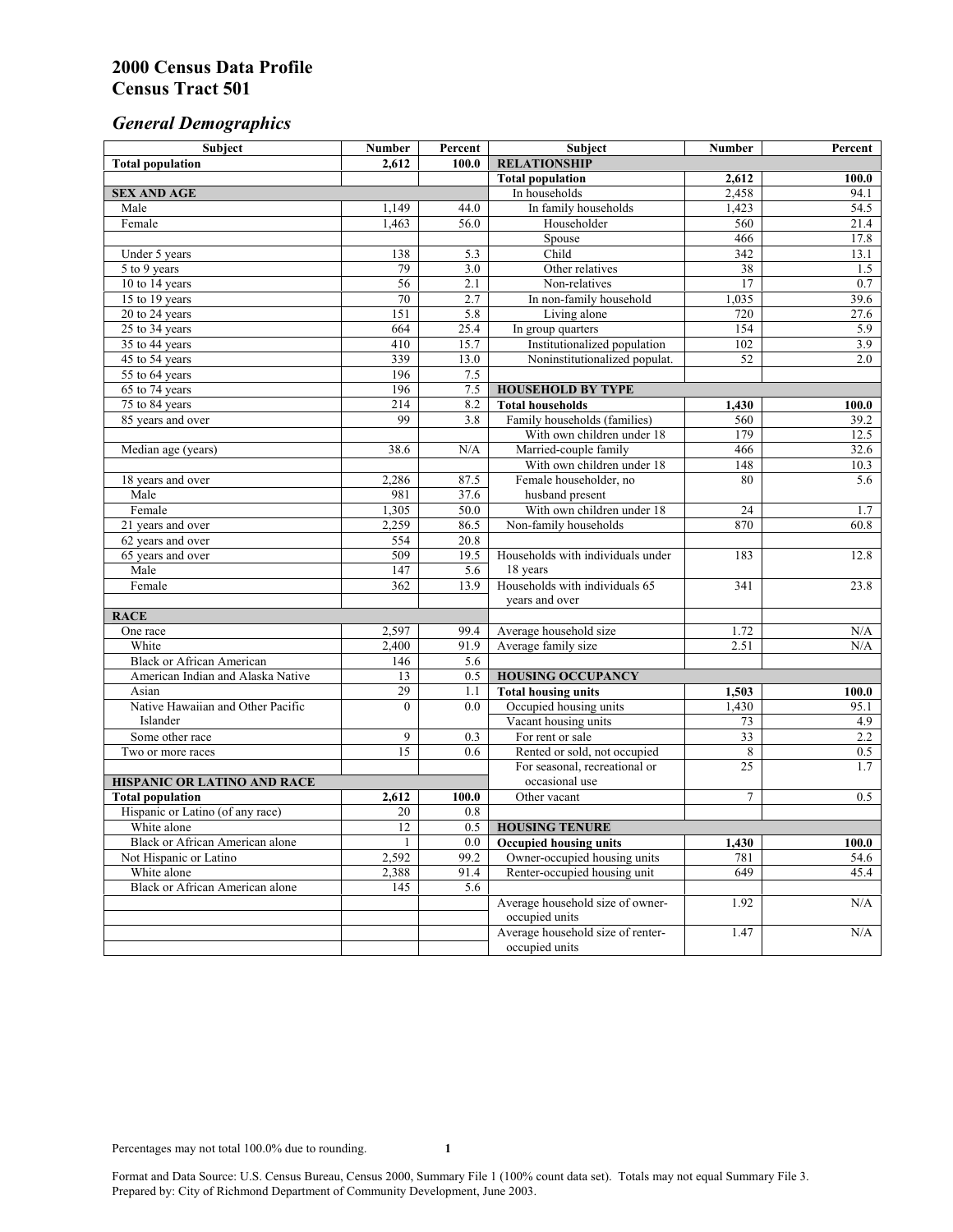# 2000 Census Data Profile
# Census Tract 501

## *General Demographics*

| Subject | Number | Percent | Subject | Number | Percent |
|---|---|---|---|---|---|
| **Total population** | **2,612** | **100.0** | **RELATIONSHIP** | | |
| | | | **Total population** | **2,612** | **100.0** |
| **SEX AND AGE** | | | In households | 2,458 | 94.1 |
| Male | 1,149 | 44.0 | In family households | 1,423 | 54.5 |
| Female | 1,463 | 56.0 | Householder | 560 | 21.4 |
| | | | Spouse | 466 | 17.8 |
| Under 5 years | 138 | 5.3 | Child | 342 | 13.1 |
| 5 to 9 years | 79 | 3.0 | Other relatives | 38 | 1.5 |
| 10 to 14 years | 56 | 2.1 | Non-relatives | 17 | 0.7 |
| 15 to 19 years | 70 | 2.7 | In non-family household | 1,035 | 39.6 |
| 20 to 24 years | 151 | 5.8 | Living alone | 720 | 27.6 |
| 25 to 34 years | 664 | 25.4 | In group quarters | 154 | 5.9 |
| 35 to 44 years | 410 | 15.7 | Institutionalized population | 102 | 3.9 |
| 45 to 54 years | 339 | 13.0 | Noninstitutionalized populat. | 52 | 2.0 |
| 55 to 64 years | 196 | 7.5 | | | |
| 65 to 74 years | 196 | 7.5 | **HOUSEHOLD BY TYPE** | | |
| 75 to 84 years | 214 | 8.2 | **Total households** | **1,430** | **100.0** |
| 85 years and over | 99 | 3.8 | Family households (families) | 560 | 39.2 |
| | | | With own children under 18 | 179 | 12.5 |
| Median age (years) | 38.6 | N/A | Married-couple family | 466 | 32.6 |
| | | | With own children under 18 | 148 | 10.3 |
| 18 years and over | 2,286 | 87.5 | Female householder, no husband present | 80 | 5.6 |
| Male | 981 | 37.6 | | | |
| Female | 1,305 | 50.0 | With own children under 18 | 24 | 1.7 |
| 21 years and over | 2,259 | 86.5 | Non-family households | 870 | 60.8 |
| 62 years and over | 554 | 20.8 | | | |
| 65 years and over | 509 | 19.5 | Households with individuals under 18 years | 183 | 12.8 |
| Male | 147 | 5.6 | | | |
| Female | 362 | 13.9 | Households with individuals 65 years and over | 341 | 23.8 |
| **RACE** | | | | | |
| One race | 2,597 | 99.4 | Average household size | 1.72 | N/A |
| White | 2,400 | 91.9 | Average family size | 2.51 | N/A |
| Black or African American | 146 | 5.6 | | | |
| American Indian and Alaska Native | 13 | 0.5 | **HOUSING OCCUPANCY** | | |
| Asian | 29 | 1.1 | **Total housing units** | **1,503** | **100.0** |
| Native Hawaiian and Other Pacific Islander | 0 | 0.0 | Occupied housing units | 1,430 | 95.1 |
| | | | Vacant housing units | 73 | 4.9 |
| Some other race | 9 | 0.3 | For rent or sale | 33 | 2.2 |
| Two or more races | 15 | 0.6 | Rented or sold, not occupied | 8 | 0.5 |
| | | | For seasonal, recreational or occasional use | 25 | 1.7 |
| **HISPANIC OR LATINO AND RACE** | | | | | |
| **Total population** | **2,612** | **100.0** | Other vacant | 7 | 0.5 |
| Hispanic or Latino (of any race) | 20 | 0.8 | | | |
| White alone | 12 | 0.5 | **HOUSING TENURE** | | |
| Black or African American alone | 1 | 0.0 | **Occupied housing units** | **1,430** | **100.0** |
| Not Hispanic or Latino | 2,592 | 99.2 | Owner-occupied housing units | 781 | 54.6 |
| White alone | 2,388 | 91.4 | Renter-occupied housing unit | 649 | 45.4 |
| Black or African American alone | 145 | 5.6 | | | |
| | | | Average household size of owner-occupied units | 1.92 | N/A |
| | | | Average household size of renter-occupied units | 1.47 | N/A |

Percentages may not total 100.0% due to rounding.

Format and Data Source: U.S. Census Bureau, Census 2000, Summary File 1 (100% count data set). Totals may not equal Summary File 3.
Prepared by: City of Richmond Department of Community Development, June 2003.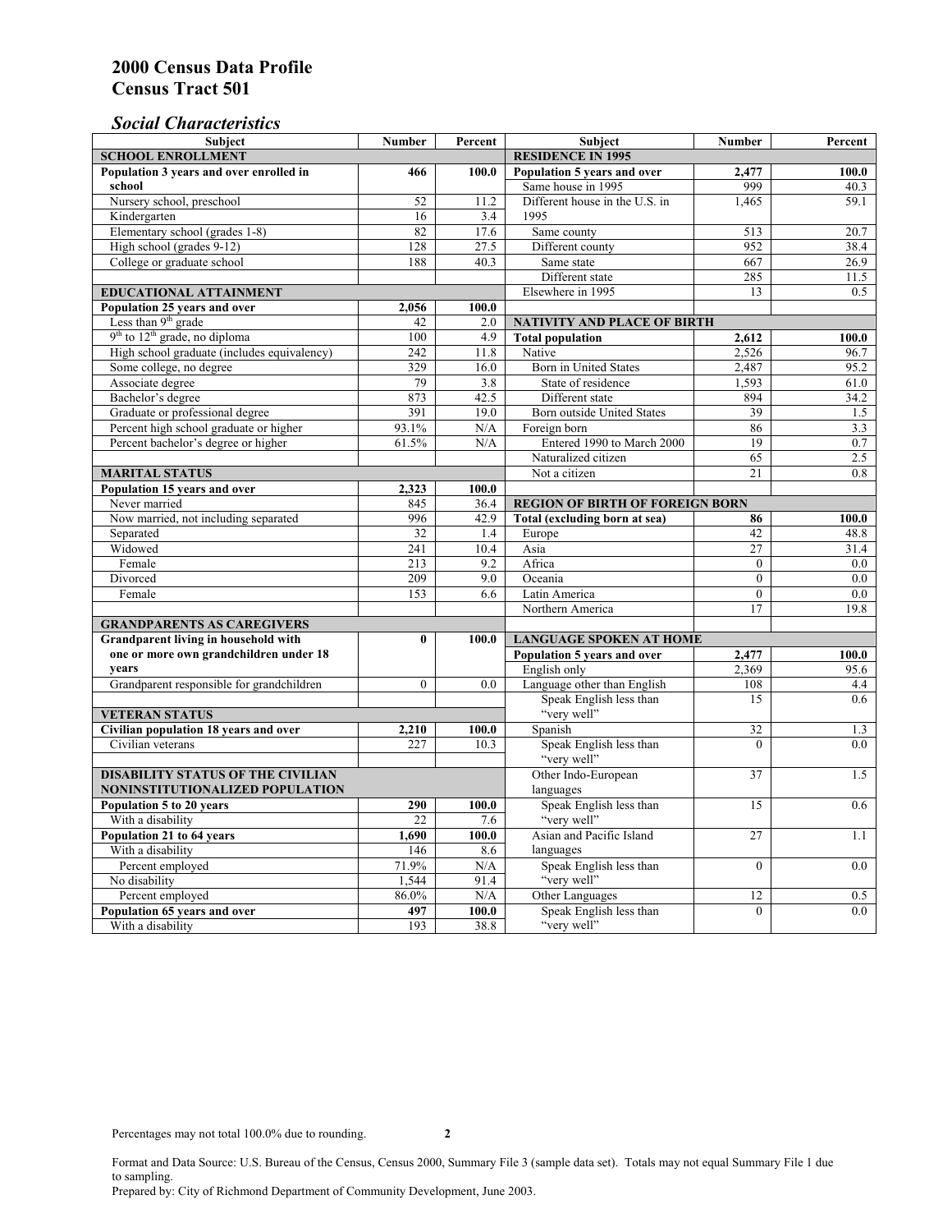# 2000 Census Data Profile
# Census Tract 501

## *Social Characteristics*

| Subject | Number | Percent |
|---|---|---|
| **SCHOOL ENROLLMENT** | | |
| **Population 3 years and over enrolled in school** | **466** | **100.0** |
| Nursery school, preschool | 52 | 11.2 |
| Kindergarten | 16 | 3.4 |
| Elementary school (grades 1-8) | 82 | 17.6 |
| High school (grades 9-12) | 128 | 27.5 |
| College or graduate school | 188 | 40.3 |
| **EDUCATIONAL ATTAINMENT** | | |
| **Population 25 years and over** | **2,056** | **100.0** |
| Less than 9th grade | 42 | 2.0 |
| 9th to 12th grade, no diploma | 100 | 4.9 |
| High school graduate (includes equivalency) | 242 | 11.8 |
| Some college, no degree | 329 | 16.0 |
| Associate degree | 79 | 3.8 |
| Bachelor's degree | 873 | 42.5 |
| Graduate or professional degree | 391 | 19.0 |
| Percent high school graduate or higher | 93.1% | N/A |
| Percent bachelor's degree or higher | 61.5% | N/A |
| **MARITAL STATUS** | | |
| **Population 15 years and over** | **2,323** | **100.0** |
| Never married | 845 | 36.4 |
| Now married, not including separated | 996 | 42.9 |
| Separated | 32 | 1.4 |
| Widowed | 241 | 10.4 |
| Female | 213 | 9.2 |
| Divorced | 209 | 9.0 |
| Female | 153 | 6.6 |
| **GRANDPARENTS AS CAREGIVERS** | | |
| **Grandparent living in household with one or more own grandchildren under 18 years** | **0** | **100.0** |
| Grandparent responsible for grandchildren | 0 | 0.0 |
| **VETERAN STATUS** | | |
| **Civilian population 18 years and over** | **2,210** | **100.0** |
| Civilian veterans | 227 | 10.3 |
| **DISABILITY STATUS OF THE CIVILIAN NONINSTITUTIONALIZED POPULATION** | | |
| **Population 5 to 20 years** | **290** | **100.0** |
| With a disability | 22 | 7.6 |
| **Population 21 to 64 years** | **1,690** | **100.0** |
| With a disability | 146 | 8.6 |
| Percent employed | 71.9% | N/A |
| No disability | 1,544 | 91.4 |
| Percent employed | 86.0% | N/A |
| **Population 65 years and over** | **497** | **100.0** |
| With a disability | 193 | 38.8 |

| Subject | Number | Percent |
|---|---|---|
| **RESIDENCE IN 1995** | | |
| **Population 5 years and over** | **2,477** | **100.0** |
| Same house in 1995 | 999 | 40.3 |
| Different house in the U.S. in 1995 | 1,465 | 59.1 |
| Same county | 513 | 20.7 |
| Different county | 952 | 38.4 |
| Same state | 667 | 26.9 |
| Different state | 285 | 11.5 |
| Elsewhere in 1995 | 13 | 0.5 |
| **NATIVITY AND PLACE OF BIRTH** | | |
| **Total population** | **2,612** | **100.0** |
| Native | 2,526 | 96.7 |
| Born in United States | 2,487 | 95.2 |
| State of residence | 1,593 | 61.0 |
| Different state | 894 | 34.2 |
| Born outside United States | 39 | 1.5 |
| Foreign born | 86 | 3.3 |
| Entered 1990 to March 2000 | 19 | 0.7 |
| Naturalized citizen | 65 | 2.5 |
| Not a citizen | 21 | 0.8 |
| **REGION OF BIRTH OF FOREIGN BORN** | | |
| **Total (excluding born at sea)** | **86** | **100.0** |
| Europe | 42 | 48.8 |
| Asia | 27 | 31.4 |
| Africa | 0 | 0.0 |
| Oceania | 0 | 0.0 |
| Latin America | 0 | 0.0 |
| Northern America | 17 | 19.8 |
| **LANGUAGE SPOKEN AT HOME** | | |
| **Population 5 years and over** | **2,477** | **100.0** |
| English only | 2,369 | 95.6 |
| Language other than English | 108 | 4.4 |
| Speak English less than "very well" | 15 | 0.6 |
| Spanish | 32 | 1.3 |
| Speak English less than "very well" | 0 | 0.0 |
| Other Indo-European languages | 37 | 1.5 |
| Speak English less than "very well" | 15 | 0.6 |
| Asian and Pacific Island languages | 27 | 1.1 |
| Speak English less than "very well" | 0 | 0.0 |
| Other Languages | 12 | 0.5 |
| Speak English less than "very well" | 0 | 0.0 |

Percentages may not total 100.0% due to rounding.

Format and Data Source: U.S. Bureau of the Census, Census 2000, Summary File 3 (sample data set). Totals may not equal Summary File 1 due to sampling.
Prepared by: City of Richmond Department of Community Development, June 2003.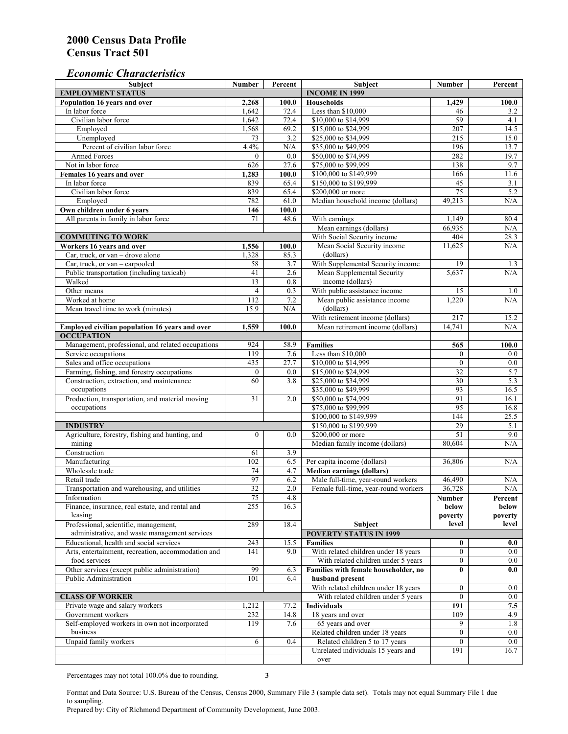# 2000 Census Data Profile
# Census Tract 501

## *Economic Characteristics*

| Subject | Number | Percent |
|---|---|---|
| **EMPLOYMENT STATUS** | | |
| **Population 16 years and over** | **2,268** | **100.0** |
| In labor force | 1,642 | 72.4 |
| Civilian labor force | 1,642 | 72.4 |
| Employed | 1,568 | 69.2 |
| Unemployed | 73 | 3.2 |
| Percent of civilian labor force | 4.4% | N/A |
| Armed Forces | 0 | 0.0 |
| Not in labor force | 626 | 27.6 |
| **Females 16 years and over** | **1,283** | **100.0** |
| In labor force | 839 | 65.4 |
| Civilian labor force | 839 | 65.4 |
| Employed | 782 | 61.0 |
| **Own children under 6 years** | **146** | **100.0** |
| All parents in family in labor force | 71 | 48.6 |
| **COMMUTING TO WORK** | | |
| **Workers 16 years and over** | **1,556** | **100.0** |
| Car, truck, or van – drove alone | 1,328 | 85.3 |
| Car, truck, or van – carpooled | 58 | 3.7 |
| Public transportation (including taxicab) | 41 | 2.6 |
| Walked | 13 | 0.8 |
| Other means | 4 | 0.3 |
| Worked at home | 112 | 7.2 |
| Mean travel time to work (minutes) | 15.9 | N/A |
| **Employed civilian population 16 years and over** | **1,559** | **100.0** |
| **OCCUPATION** | | |
| Management, professional, and related occupations | 924 | 58.9 |
| Service occupations | 119 | 7.6 |
| Sales and office occupations | 435 | 27.7 |
| Farming, fishing, and forestry occupations | 0 | 0.0 |
| Construction, extraction, and maintenance occupations | 60 | 3.8 |
| Production, transportation, and material moving occupations | 31 | 2.0 |
| **INDUSTRY** | | |
| Agriculture, forestry, fishing and hunting, and mining | 0 | 0.0 |
| Construction | 61 | 3.9 |
| Manufacturing | 102 | 6.5 |
| Wholesale trade | 74 | 4.7 |
| Retail trade | 97 | 6.2 |
| Transportation and warehousing, and utilities | 32 | 2.0 |
| Information | 75 | 4.8 |
| Finance, insurance, real estate, and rental and leasing | 255 | 16.3 |
| Professional, scientific, management, administrative, and waste management services | 289 | 18.4 |
| Educational, health and social services | 243 | 15.5 |
| Arts, entertainment, recreation, accommodation and food services | 141 | 9.0 |
| Other services (except public administration) | 99 | 6.3 |
| Public Administration | 101 | 6.4 |
| **CLASS OF WORKER** | | |
| Private wage and salary workers | 1,212 | 77.2 |
| Government workers | 232 | 14.8 |
| Self-employed workers in own not incorporated business | 119 | 7.6 |
| Unpaid family workers | 6 | 0.4 |

| Subject | Number | Percent |
|---|---|---|
| **INCOME IN 1999** | | |
| **Households** | **1,429** | **100.0** |
| Less than $10,000 | 46 | 3.2 |
| $10,000 to $14,999 | 59 | 4.1 |
| $15,000 to $24,999 | 207 | 14.5 |
| $25,000 to $34,999 | 215 | 15.0 |
| $35,000 to $49,999 | 196 | 13.7 |
| $50,000 to $74,999 | 282 | 19.7 |
| $75,000 to $99,999 | 138 | 9.7 |
| $100,000 to $149,999 | 166 | 11.6 |
| $150,000 to $199,999 | 45 | 3.1 |
| $200,000 or more | 75 | 5.2 |
| Median household income (dollars) | 49,213 | N/A |
| With earnings | 1,149 | 80.4 |
| Mean earnings (dollars) | 66,935 | N/A |
| With Social Security income | 404 | 28.3 |
| Mean Social Security income (dollars) | 11,625 | N/A |
| With Supplemental Security income | 19 | 1.3 |
| Mean Supplemental Security income (dollars) | 5,637 | N/A |
| With public assistance income | 15 | 1.0 |
| Mean public assistance income (dollars) | 1,220 | N/A |
| With retirement income (dollars) | 217 | 15.2 |
| Mean retirement income (dollars) | 14,741 | N/A |
| **Families** | **565** | **100.0** |
| Less than $10,000 | 0 | 0.0 |
| $10,000 to $14,999 | 0 | 0.0 |
| $15,000 to $24,999 | 32 | 5.7 |
| $25,000 to $34,999 | 30 | 5.3 |
| $35,000 to $49,999 | 93 | 16.5 |
| $50,000 to $74,999 | 91 | 16.1 |
| $75,000 to $99,999 | 95 | 16.8 |
| $100,000 to $149,999 | 144 | 25.5 |
| $150,000 to $199,999 | 29 | 5.1 |
| $200,000 or more | 51 | 9.0 |
| Median family income (dollars) | 80,604 | N/A |
| Per capita income (dollars) | 36,806 | N/A |
| **Median earnings (dollars)** | | |
| Male full-time, year-round workers | 46,490 | N/A |
| Female full-time, year-round workers | 36,728 | N/A |

| Subject | Number below poverty level | Percent below poverty level |
|---|---|---|
| **POVERTY STATUS IN 1999** | | |
| **Families** | **0** | **0.0** |
| With related children under 18 years | 0 | 0.0 |
| With related children under 5 years | 0 | 0.0 |
| **Families with female householder, no husband present** | **0** | **0.0** |
| With related children under 18 years | 0 | 0.0 |
| With related children under 5 years | 0 | 0.0 |
| **Individuals** | **191** | **7.5** |
| 18 years and over | 109 | 4.9 |
| 65 years and over | 9 | 1.8 |
| Related children under 18 years | 0 | 0.0 |
| Related children 5 to 17 years | 0 | 0.0 |
| Unrelated individuals 15 years and over | 191 | 16.7 |

Percentages may not total 100.0% due to rounding.

Format and Data Source: U.S. Bureau of the Census, Census 2000, Summary File 3 (sample data set). Totals may not equal Summary File 1 due to sampling.
Prepared by: City of Richmond Department of Community Development, June 2003.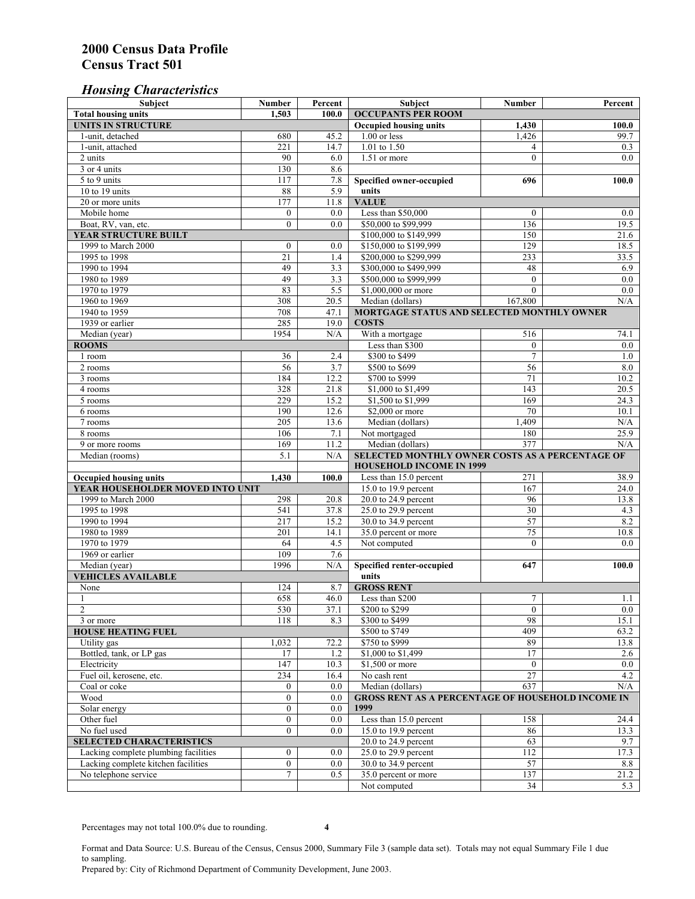# 2000 Census Data Profile
# Census Tract 501

## *Housing Characteristics*

| Subject | Number | Percent | Subject | Number | Percent |
|---|---|---|---|---|---|
| **Total housing units** | **1,503** | **100.0** | **OCCUPANTS PER ROOM** | | |
| **UNITS IN STRUCTURE** | | | **Occupied housing units** | **1,430** | **100.0** |
| 1-unit, detached | 680 | 45.2 | 1.00 or less | 1,426 | 99.7 |
| 1-unit, attached | 221 | 14.7 | 1.01 to 1.50 | 4 | 0.3 |
| 2 units | 90 | 6.0 | 1.51 or more | 0 | 0.0 |
| 3 or 4 units | 130 | 8.6 | | | |
| 5 to 9 units | 117 | 7.8 | **Specified owner-occupied units** | **696** | **100.0** |
| 10 to 19 units | 88 | 5.9 | | | |
| 20 or more units | 177 | 11.8 | **VALUE** | | |
| Mobile home | 0 | 0.0 | Less than $50,000 | 0 | 0.0 |
| Boat, RV, van, etc. | 0 | 0.0 | $50,000 to $99,999 | 136 | 19.5 |
| **YEAR STRUCTURE BUILT** | | | $100,000 to $149,999 | 150 | 21.6 |
| 1999 to March 2000 | 0 | 0.0 | $150,000 to $199,999 | 129 | 18.5 |
| 1995 to 1998 | 21 | 1.4 | $200,000 to $299,999 | 233 | 33.5 |
| 1990 to 1994 | 49 | 3.3 | $300,000 to $499,999 | 48 | 6.9 |
| 1980 to 1989 | 49 | 3.3 | $500,000 to $999,999 | 0 | 0.0 |
| 1970 to 1979 | 83 | 5.5 | $1,000,000 or more | 0 | 0.0 |
| 1960 to 1969 | 308 | 20.5 | Median (dollars) | 167,800 | N/A |
| 1940 to 1959 | 708 | 47.1 | **MORTGAGE STATUS AND SELECTED MONTHLY OWNER COSTS** | | |
| 1939 or earlier | 285 | 19.0 | | | |
| Median (year) | 1954 | N/A | With a mortgage | 516 | 74.1 |
| **ROOMS** | | | Less than $300 | 0 | 0.0 |
| 1 room | 36 | 2.4 | $300 to $499 | 7 | 1.0 |
| 2 rooms | 56 | 3.7 | $500 to $699 | 56 | 8.0 |
| 3 rooms | 184 | 12.2 | $700 to $999 | 71 | 10.2 |
| 4 rooms | 328 | 21.8 | $1,000 to $1,499 | 143 | 20.5 |
| 5 rooms | 229 | 15.2 | $1,500 to $1,999 | 169 | 24.3 |
| 6 rooms | 190 | 12.6 | $2,000 or more | 70 | 10.1 |
| 7 rooms | 205 | 13.6 | Median (dollars) | 1,409 | N/A |
| 8 rooms | 106 | 7.1 | Not mortgaged | 180 | 25.9 |
| 9 or more rooms | 169 | 11.2 | Median (dollars) | 377 | N/A |
| Median (rooms) | 5.1 | N/A | **SELECTED MONTHLY OWNER COSTS AS A PERCENTAGE OF HOUSEHOLD INCOME IN 1999** | | |
| **Occupied housing units** | **1,430** | **100.0** | Less than 15.0 percent | 271 | 38.9 |
| **YEAR HOUSEHOLDER MOVED INTO UNIT** | | | 15.0 to 19.9 percent | 167 | 24.0 |
| 1999 to March 2000 | 298 | 20.8 | 20.0 to 24.9 percent | 96 | 13.8 |
| 1995 to 1998 | 541 | 37.8 | 25.0 to 29.9 percent | 30 | 4.3 |
| 1990 to 1994 | 217 | 15.2 | 30.0 to 34.9 percent | 57 | 8.2 |
| 1980 to 1989 | 201 | 14.1 | 35.0 percent or more | 75 | 10.8 |
| 1970 to 1979 | 64 | 4.5 | Not computed | 0 | 0.0 |
| 1969 or earlier | 109 | 7.6 | | | |
| Median (year) | 1996 | N/A | **Specified renter-occupied units** | **647** | **100.0** |
| **VEHICLES AVAILABLE** | | | | | |
| None | 124 | 8.7 | **GROSS RENT** | | |
| 1 | 658 | 46.0 | Less than $200 | 7 | 1.1 |
| 2 | 530 | 37.1 | $200 to $299 | 0 | 0.0 |
| 3 or more | 118 | 8.3 | $300 to $499 | 98 | 15.1 |
| **HOUSE HEATING FUEL** | | | $500 to $749 | 409 | 63.2 |
| Utility gas | 1,032 | 72.2 | $750 to $999 | 89 | 13.8 |
| Bottled, tank, or LP gas | 17 | 1.2 | $1,000 to $1,499 | 17 | 2.6 |
| Electricity | 147 | 10.3 | $1,500 or more | 0 | 0.0 |
| Fuel oil, kerosene, etc. | 234 | 16.4 | No cash rent | 27 | 4.2 |
| Coal or coke | 0 | 0.0 | Median (dollars) | 637 | N/A |
| Wood | 0 | 0.0 | **GROSS RENT AS A PERCENTAGE OF HOUSEHOLD INCOME IN 1999** | | |
| Solar energy | 0 | 0.0 | | | |
| Other fuel | 0 | 0.0 | Less than 15.0 percent | 158 | 24.4 |
| No fuel used | 0 | 0.0 | 15.0 to 19.9 percent | 86 | 13.3 |
| **SELECTED CHARACTERISTICS** | | | 20.0 to 24.9 percent | 63 | 9.7 |
| Lacking complete plumbing facilities | 0 | 0.0 | 25.0 to 29.9 percent | 112 | 17.3 |
| Lacking complete kitchen facilities | 0 | 0.0 | 30.0 to 34.9 percent | 57 | 8.8 |
| No telephone service | 7 | 0.5 | 35.0 percent or more | 137 | 21.2 |
| | | | Not computed | 34 | 5.3 |

Percentages may not total 100.0% due to rounding.

Format and Data Source: U.S. Bureau of the Census, Census 2000, Summary File 3 (sample data set). Totals may not equal Summary File 1 due to sampling.
Prepared by: City of Richmond Department of Community Development, June 2003.